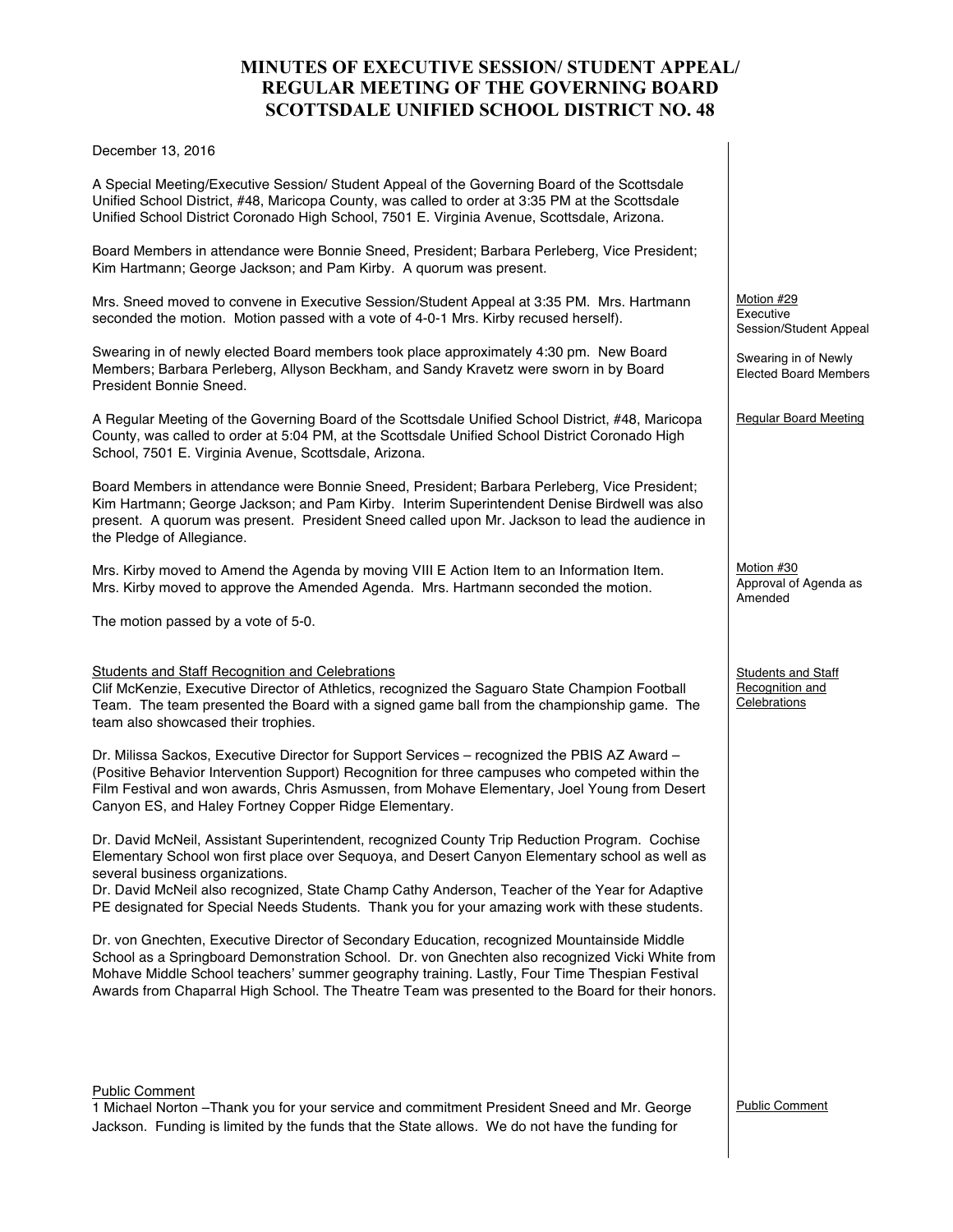# MINUTES OF EXECUTIVE SESSION/ STUDENT APPEAL/ REGULAR MEETING OF THE GOVERNING BOARD SCOTTSDALE UNIFIED SCHOOL DISTRICT NO. 48

December 13, 2016

A Special Meeting/Executive Session/ Student Appeal of the Governing Board of the Scottsdale Unified School District, #48, Maricopa County, was called to order at 3:35 PM at the Scottsdale Unified School District Coronado High School, 7501 E. Virginia Avenue, Scottsdale, Arizona.

Board Members in attendance were Bonnie Sneed, President; Barbara Perleberg, Vice President; Kim Hartmann; George Jackson; and Pam Kirby. A quorum was present.

Motion #29
Executive Session/Student Appeal

Mrs. Sneed moved to convene in Executive Session/Student Appeal at 3:35 PM. Mrs. Hartmann seconded the motion. Motion passed with a vote of 4-0-1 Mrs. Kirby recused herself).

Swearing in of Newly Elected Board Members

Swearing in of newly elected Board members took place approximately 4:30 pm. New Board Members; Barbara Perleberg, Allyson Beckham, and Sandy Kravetz were sworn in by Board President Bonnie Sneed.

Regular Board Meeting

A Regular Meeting of the Governing Board of the Scottsdale Unified School District, #48, Maricopa County, was called to order at 5:04 PM, at the Scottsdale Unified School District Coronado High School, 7501 E. Virginia Avenue, Scottsdale, Arizona.

Board Members in attendance were Bonnie Sneed, President; Barbara Perleberg, Vice President; Kim Hartmann; George Jackson; and Pam Kirby. Interim Superintendent Denise Birdwell was also present. A quorum was present. President Sneed called upon Mr. Jackson to lead the audience in the Pledge of Allegiance.

Motion #30
Approval of Agenda as Amended

Mrs. Kirby moved to Amend the Agenda by moving VIII E Action Item to an Information Item. Mrs. Kirby moved to approve the Amended Agenda. Mrs. Hartmann seconded the motion.

The motion passed by a vote of 5-0.

Students and Staff Recognition and Celebrations

Students and Staff Recognition and Celebrations
Clif McKenzie, Executive Director of Athletics, recognized the Saguaro State Champion Football Team. The team presented the Board with a signed game ball from the championship game. The team also showcased their trophies.

Dr. Milissa Sackos, Executive Director for Support Services – recognized the PBIS AZ Award – (Positive Behavior Intervention Support) Recognition for three campuses who competed within the Film Festival and won awards, Chris Asmussen, from Mohave Elementary, Joel Young from Desert Canyon ES, and Haley Fortney Copper Ridge Elementary.

Dr. David McNeil, Assistant Superintendent, recognized County Trip Reduction Program. Cochise Elementary School won first place over Sequoya, and Desert Canyon Elementary school as well as several business organizations.
Dr. David McNeil also recognized, State Champ Cathy Anderson, Teacher of the Year for Adaptive PE designated for Special Needs Students. Thank you for your amazing work with these students.

Dr. von Gnechten, Executive Director of Secondary Education, recognized Mountainside Middle School as a Springboard Demonstration School. Dr. von Gnechten also recognized Vicki White from Mohave Middle School teachers' summer geography training. Lastly, Four Time Thespian Festival Awards from Chaparral High School. The Theatre Team was presented to the Board for their honors.

Public Comment

Public Comment
1 Michael Norton –Thank you for your service and commitment President Sneed and Mr. George Jackson. Funding is limited by the funds that the State allows. We do not have the funding for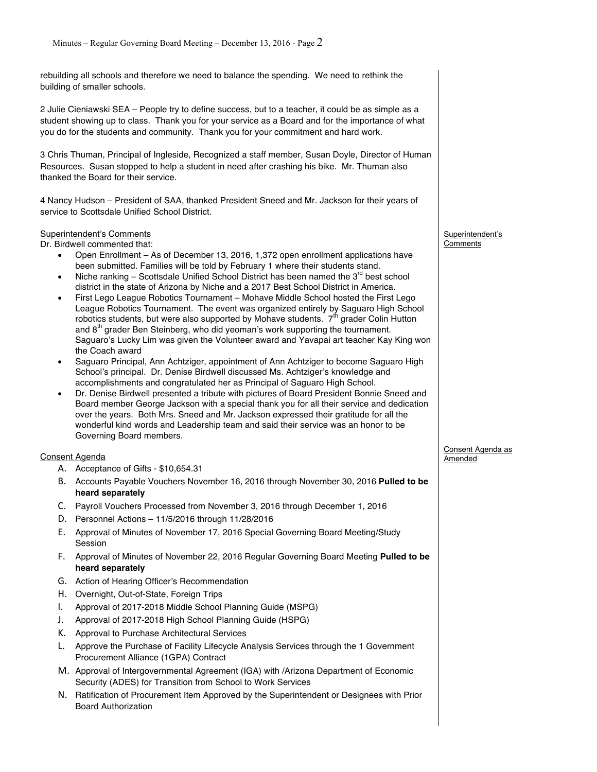rebuilding all schools and therefore we need to balance the spending. We need to rethink the building of smaller schools.

2 Julie Cieniawski SEA – People try to define success, but to a teacher, it could be as simple as a student showing up to class. Thank you for your service as a Board and for the importance of what you do for the students and community. Thank you for your commitment and hard work.

3 Chris Thuman, Principal of Ingleside, Recognized a staff member, Susan Doyle, Director of Human Resources. Susan stopped to help a student in need after crashing his bike. Mr. Thuman also thanked the Board for their service.

4 Nancy Hudson – President of SAA, thanked President Sneed and Mr. Jackson for their years of service to Scottsdale Unified School District.

Superintendent's Comments

Superintendent's Comments

Dr. Birdwell commented that:

- Open Enrollment – As of December 13, 2016, 1,372 open enrollment applications have been submitted. Families will be told by February 1 where their students stand.
- Niche ranking – Scottsdale Unified School District has been named the 3rd best school district in the state of Arizona by Niche and a 2017 Best School District in America.
- First Lego League Robotics Tournament – Mohave Middle School hosted the First Lego League Robotics Tournament. The event was organized entirely by Saguaro High School robotics students, but were also supported by Mohave students. 7th grader Colin Hutton and 8th grader Ben Steinberg, who did yeoman's work supporting the tournament. Saguaro's Lucky Lim was given the Volunteer award and Yavapai art teacher Kay King won the Coach award
- Saguaro Principal, Ann Achtziger, appointment of Ann Achtziger to become Saguaro High School's principal. Dr. Denise Birdwell discussed Ms. Achtziger's knowledge and accomplishments and congratulated her as Principal of Saguaro High School.
- Dr. Denise Birdwell presented a tribute with pictures of Board President Bonnie Sneed and Board member George Jackson with a special thank you for all their service and dedication over the years. Both Mrs. Sneed and Mr. Jackson expressed their gratitude for all the wonderful kind words and Leadership team and said their service was an honor to be Governing Board members.

Consent Agenda

Consent Agenda as Amended

A. Acceptance of Gifts - $10,654.31
B. Accounts Payable Vouchers November 16, 2016 through November 30, 2016 **Pulled to be heard separately**
C. Payroll Vouchers Processed from November 3, 2016 through December 1, 2016
D. Personnel Actions – 11/5/2016 through 11/28/2016
E. Approval of Minutes of November 17, 2016 Special Governing Board Meeting/Study Session
F. Approval of Minutes of November 22, 2016 Regular Governing Board Meeting **Pulled to be heard separately**
G. Action of Hearing Officer's Recommendation
H. Overnight, Out-of-State, Foreign Trips
I. Approval of 2017-2018 Middle School Planning Guide (MSPG)
J. Approval of 2017-2018 High School Planning Guide (HSPG)
K. Approval to Purchase Architectural Services
L. Approve the Purchase of Facility Lifecycle Analysis Services through the 1 Government Procurement Alliance (1GPA) Contract
M. Approval of Intergovernmental Agreement (IGA) with /Arizona Department of Economic Security (ADES) for Transition from School to Work Services
N. Ratification of Procurement Item Approved by the Superintendent or Designees with Prior Board Authorization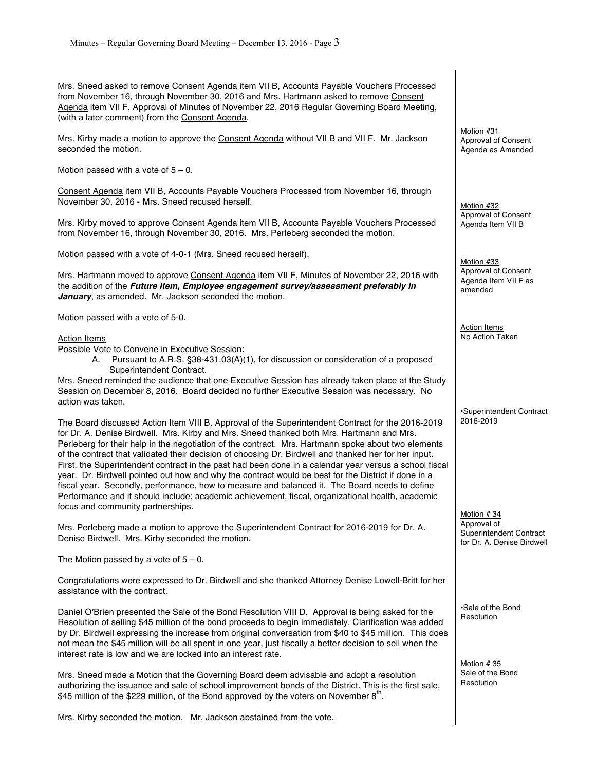Mrs. Sneed asked to remove Consent Agenda item VII B, Accounts Payable Vouchers Processed from November 16, through November 30, 2016 and Mrs. Hartmann asked to remove Consent Agenda item VII F, Approval of Minutes of November 22, 2016 Regular Governing Board Meeting, (with a later comment) from the Consent Agenda.

Motion #31
Approval of Consent Agenda as Amended

Mrs. Kirby made a motion to approve the Consent Agenda without VII B and VII F. Mr. Jackson seconded the motion.

Motion passed with a vote of 5 – 0.

Consent Agenda item VII B, Accounts Payable Vouchers Processed from November 16, through November 30, 2016 - Mrs. Sneed recused herself.

Motion #32
Approval of Consent Agenda Item VII B

Mrs. Kirby moved to approve Consent Agenda item VII B, Accounts Payable Vouchers Processed from November 16, through November 30, 2016. Mrs. Perleberg seconded the motion.

Motion passed with a vote of 4-0-1 (Mrs. Sneed recused herself).

Motion #33
Approval of Consent Agenda Item VII F as amended

Mrs. Hartmann moved to approve Consent Agenda item VII F, Minutes of November 22, 2016 with the addition of the ***Future Item, Employee engagement survey/assessment preferably in January***, as amended. Mr. Jackson seconded the motion.

Motion passed with a vote of 5-0.

Action Items
No Action Taken

Action Items
Possible Vote to Convene in Executive Session:

A. Pursuant to A.R.S. §38-431.03(A)(1), for discussion or consideration of a proposed Superintendent Contract.

Mrs. Sneed reminded the audience that one Executive Session has already taken place at the Study Session on December 8, 2016. Board decided no further Executive Session was necessary. No action was taken.

•Superintendent Contract 2016-2019

The Board discussed Action Item VIII B. Approval of the Superintendent Contract for the 2016-2019 for Dr. A. Denise Birdwell. Mrs. Kirby and Mrs. Sneed thanked both Mrs. Hartmann and Mrs. Perleberg for their help in the negotiation of the contract. Mrs. Hartmann spoke about two elements of the contract that validated their decision of choosing Dr. Birdwell and thanked her for her input. First, the Superintendent contract in the past had been done in a calendar year versus a school fiscal year. Dr. Birdwell pointed out how and why the contract would be best for the District if done in a fiscal year. Secondly, performance, how to measure and balanced it. The Board needs to define Performance and it should include; academic achievement, fiscal, organizational health, academic focus and community partnerships.

Motion # 34
Approval of Superintendent Contract for Dr. A. Denise Birdwell

Mrs. Perleberg made a motion to approve the Superintendent Contract for 2016-2019 for Dr. A. Denise Birdwell. Mrs. Kirby seconded the motion.

The Motion passed by a vote of 5 – 0.

Congratulations were expressed to Dr. Birdwell and she thanked Attorney Denise Lowell-Britt for her assistance with the contract.

•Sale of the Bond Resolution

Daniel O'Brien presented the Sale of the Bond Resolution VIII D. Approval is being asked for the Resolution of selling $45 million of the bond proceeds to begin immediately. Clarification was added by Dr. Birdwell expressing the increase from original conversation from $40 to $45 million. This does not mean the $45 million will be all spent in one year, just fiscally a better decision to sell when the interest rate is low and we are locked into an interest rate.

Motion # 35
Sale of the Bond Resolution

Mrs. Sneed made a Motion that the Governing Board deem advisable and adopt a resolution authorizing the issuance and sale of school improvement bonds of the District. This is the first sale, $45 million of the $229 million, of the Bond approved by the voters on November 8th.

Mrs. Kirby seconded the motion. Mr. Jackson abstained from the vote.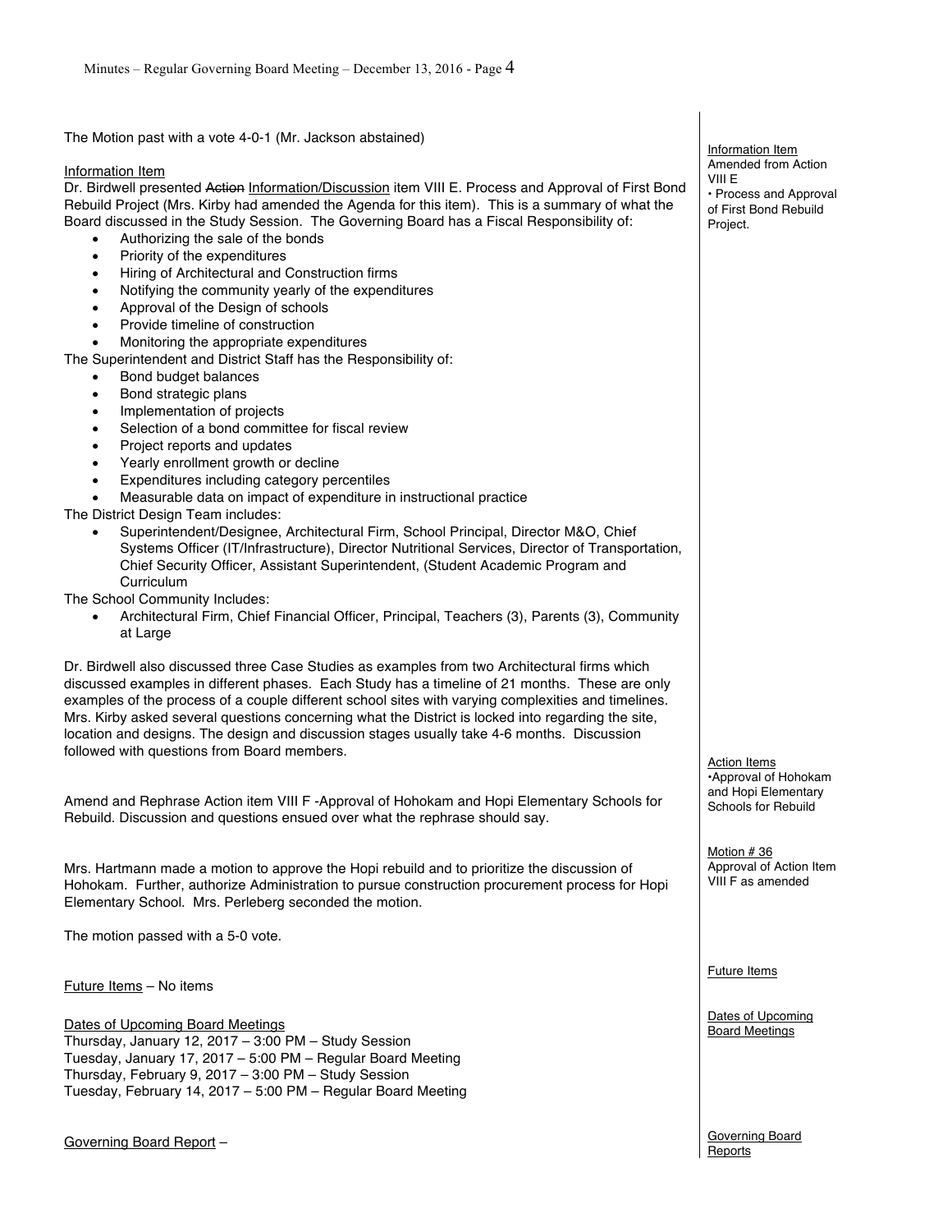The Motion past with a vote 4-0-1 (Mr. Jackson abstained)

Information Item

Dr. Birdwell presented ~~Action~~ Information/Discussion item VIII E. Process and Approval of First Bond Rebuild Project (Mrs. Kirby had amended the Agenda for this item). This is a summary of what the Board discussed in the Study Session. The Governing Board has a Fiscal Responsibility of:

- Authorizing the sale of the bonds
- Priority of the expenditures
- Hiring of Architectural and Construction firms
- Notifying the community yearly of the expenditures
- Approval of the Design of schools
- Provide timeline of construction
- Monitoring the appropriate expenditures

The Superintendent and District Staff has the Responsibility of:

- Bond budget balances
- Bond strategic plans
- Implementation of projects
- Selection of a bond committee for fiscal review
- Project reports and updates
- Yearly enrollment growth or decline
- Expenditures including category percentiles
- Measurable data on impact of expenditure in instructional practice

The District Design Team includes:

- Superintendent/Designee, Architectural Firm, School Principal, Director M&O, Chief Systems Officer (IT/Infrastructure), Director Nutritional Services, Director of Transportation, Chief Security Officer, Assistant Superintendent, (Student Academic Program and Curriculum

The School Community Includes:

- Architectural Firm, Chief Financial Officer, Principal, Teachers (3), Parents (3), Community at Large

Dr. Birdwell also discussed three Case Studies as examples from two Architectural firms which discussed examples in different phases. Each Study has a timeline of 21 months. These are only examples of the process of a couple different school sites with varying complexities and timelines. Mrs. Kirby asked several questions concerning what the District is locked into regarding the site, location and designs. The design and discussion stages usually take 4-6 months. Discussion followed with questions from Board members.

*Information Item Amended from Action VIII E • Process and Approval of First Bond Rebuild Project.*

Amend and Rephrase Action item VIII F -Approval of Hohokam and Hopi Elementary Schools for Rebuild. Discussion and questions ensued over what the rephrase should say.

*Action Items •Approval of Hohokam and Hopi Elementary Schools for Rebuild*

Mrs. Hartmann made a motion to approve the Hopi rebuild and to prioritize the discussion of Hohokam. Further, authorize Administration to pursue construction procurement process for Hopi Elementary School. Mrs. Perleberg seconded the motion.

The motion passed with a 5-0 vote.

*Motion # 36 Approval of Action Item VIII F as amended*

Future Items – No items

Dates of Upcoming Board Meetings

Thursday, January 12, 2017 – 3:00 PM – Study Session  
Tuesday, January 17, 2017 – 5:00 PM – Regular Board Meeting  
Thursday, February 9, 2017 – 3:00 PM – Study Session  
Tuesday, February 14, 2017 – 5:00 PM – Regular Board Meeting

Governing Board Report –

*Governing Board Reports*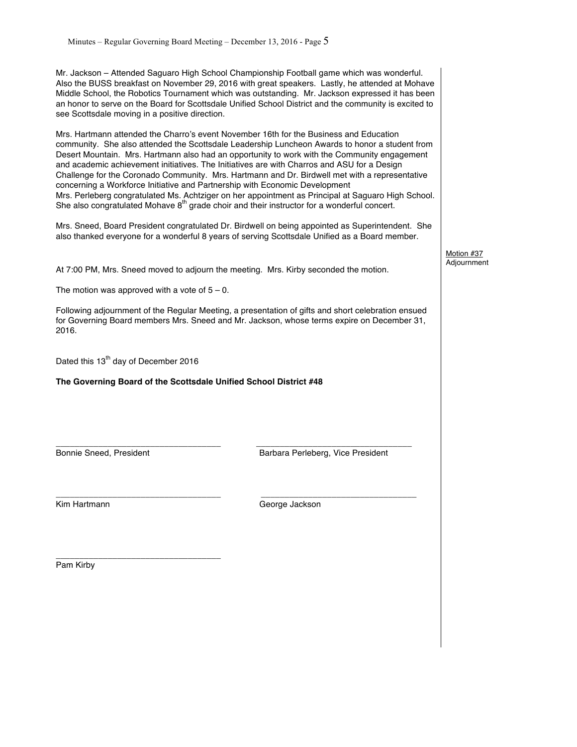Mr. Jackson – Attended Saguaro High School Championship Football game which was wonderful. Also the BUSS breakfast on November 29, 2016 with great speakers. Lastly, he attended at Mohave Middle School, the Robotics Tournament which was outstanding. Mr. Jackson expressed it has been an honor to serve on the Board for Scottsdale Unified School District and the community is excited to see Scottsdale moving in a positive direction.

Mrs. Hartmann attended the Charro's event November 16th for the Business and Education community. She also attended the Scottsdale Leadership Luncheon Awards to honor a student from Desert Mountain. Mrs. Hartmann also had an opportunity to work with the Community engagement and academic achievement initiatives. The Initiatives are with Charros and ASU for a Design Challenge for the Coronado Community. Mrs. Hartmann and Dr. Birdwell met with a representative concerning a Workforce Initiative and Partnership with Economic Development
Mrs. Perleberg congratulated Ms. Achtziger on her appointment as Principal at Saguaro High School. She also congratulated Mohave 8th grade choir and their instructor for a wonderful concert.

Mrs. Sneed, Board President congratulated Dr. Birdwell on being appointed as Superintendent. She also thanked everyone for a wonderful 8 years of serving Scottsdale Unified as a Board member.

Motion #37
Adjournment

At 7:00 PM, Mrs. Sneed moved to adjourn the meeting. Mrs. Kirby seconded the motion.

The motion was approved with a vote of 5 – 0.

Following adjournment of the Regular Meeting, a presentation of gifts and short celebration ensued for Governing Board members Mrs. Sneed and Mr. Jackson, whose terms expire on December 31, 2016.

Dated this 13th day of December 2016

**The Governing Board of the Scottsdale Unified School District #48**

___________________________________
Bonnie Sneed, President

___________________________________
Barbara Perleberg, Vice President

___________________________________
Kim Hartmann

___________________________________
George Jackson

___________________________________
Pam Kirby